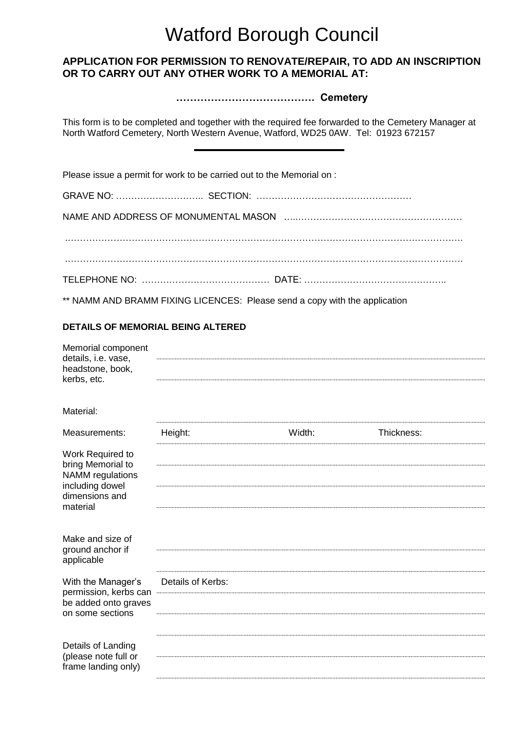# Watford Borough Council

**APPLICATION FOR PERMISSION TO RENOVATE/REPAIR, TO ADD AN INSCRIPTION OR TO CARRY OUT ANY OTHER WORK TO A MEMORIAL AT:**

**…………………………………. Cemetery**

This form is to be completed and together with the required fee forwarded to the Cemetery Manager at North Watford Cemetery, North Western Avenue, Watford, WD25 0AW. Tel: 01923 672157

---

Please issue a permit for work to be carried out to the Memorial on :

GRAVE NO: ……………………….. SECTION: ……………………………………………

NAME AND ADDRESS OF MONUMENTAL MASON …..………………………………………………

…………………………………………………………………………………………………………….

…………………………………………………………………………………………………………….

TELEPHONE NO: …………………………………… DATE: ………………………………………..

** NAMM AND BRAMM FIXING LICENCES: Please send a copy with the application

**DETAILS OF MEMORIAL BEING ALTERED**

Memorial component details, i.e. vase, headstone, book, kerbs, etc. ……………………………………………………………………………

……………………………………………………………………………

Material: ……………………………………………………………………………

Measurements: Height: Width: Thickness:

Work Required to bring Memorial to NAMM regulations including dowel dimensions and material ……………………………………………………………………………

……………………………………………………………………………

……………………………………………………………………………

Make and size of ground anchor if applicable ……………………………………………………………………………

……………………………………………………………………………

With the Manager's permission, kerbs can be added onto graves on some sections Details of Kerbs: ……………………………………………………………………………

……………………………………………………………………………

……………………………………………………………………………

Details of Landing (please note full or frame landing only) ……………………………………………………………………………

……………………………………………………………………………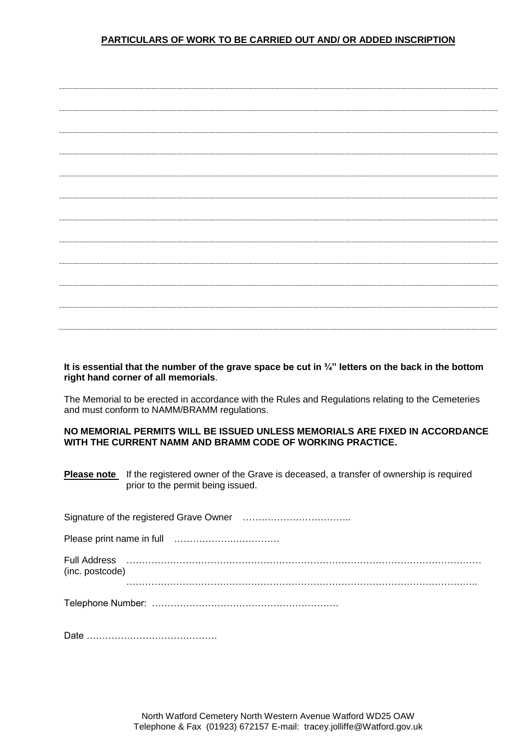**PARTICULARS OF WORK TO BE CARRIED OUT AND/ OR ADDED INSCRIPTION**

..............................................................................................................................................

..............................................................................................................................................

..............................................................................................................................................

..............................................................................................................................................

..............................................................................................................................................

..............................................................................................................................................

..............................................................................................................................................

..............................................................................................................................................

..............................................................................................................................................

..............................................................................................................................................

..............................................................................................................................................

..............................................................................................................................................

**It is essential that the number of the grave space be cut in ¾" letters on the back in the bottom right hand corner of all memorials**.

The Memorial to be erected in accordance with the Rules and Regulations relating to the Cemeteries and must conform to NAMM/BRAMM regulations.

**NO MEMORIAL PERMITS WILL BE ISSUED UNLESS MEMORIALS ARE FIXED IN ACCORDANCE WITH THE CURRENT NAMM AND BRAMM CODE OF WORKING PRACTICE.**

**Please note** If the registered owner of the Grave is deceased, a transfer of ownership is required prior to the permit being issued.

Signature of the registered Grave Owner ……………………………..

Please print name in full ……………….……………

Full Address (inc. postcode) …………………………………………………………………………………………………

…………………………………………………………………………………………………..

Telephone Number: ……………………………………………………

Date ……………………………………

North Watford Cemetery North Western Avenue Watford WD25 OAW
Telephone & Fax (01923) 672157 E-mail: tracey.jolliffe@Watford.gov.uk